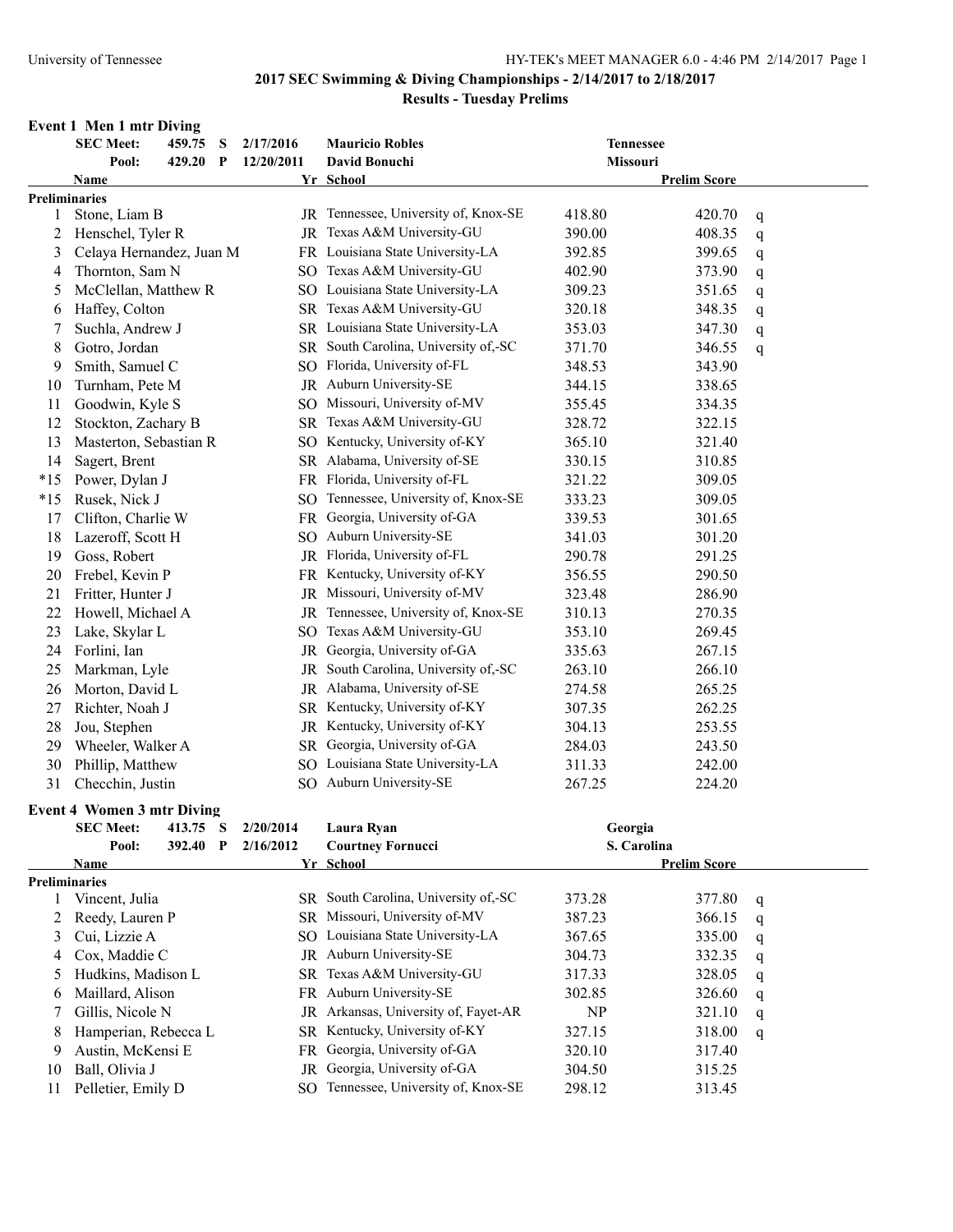## 2017 SEC Swimming & Diving Championships - 2/14/2017 to 2/18/2017

### Results - Tuesday Prelims

### Event 1 Men 1 mtr Diving

| | | | | | |
|---|---|---|---|---|---|
| SEC Meet: | 459.75 S | 2/17/2016 | Mauricio Robles | Tennessee | |
| Pool: | 429.20 P | 12/20/2011 | David Bonuchi | Missouri | |

**Preliminaries**

| Place | Name | Yr | School | | Prelim Score | |
|---|---|---|---|---|---|---|
| 1 | Stone, Liam B | JR | Tennessee, University of, Knox-SE | 418.80 | 420.70 | q |
| 2 | Henschel, Tyler R | JR | Texas A&M University-GU | 390.00 | 408.35 | q |
| 3 | Celaya Hernandez, Juan M | FR | Louisiana State University-LA | 392.85 | 399.65 | q |
| 4 | Thornton, Sam N | SO | Texas A&M University-GU | 402.90 | 373.90 | q |
| 5 | McClellan, Matthew R | SO | Louisiana State University-LA | 309.23 | 351.65 | q |
| 6 | Haffey, Colton | SR | Texas A&M University-GU | 320.18 | 348.35 | q |
| 7 | Suchla, Andrew J | SR | Louisiana State University-LA | 353.03 | 347.30 | q |
| 8 | Gotro, Jordan | SR | South Carolina, University of,-SC | 371.70 | 346.55 | q |
| 9 | Smith, Samuel C | SO | Florida, University of-FL | 348.53 | 343.90 | |
| 10 | Turnham, Pete M | JR | Auburn University-SE | 344.15 | 338.65 | |
| 11 | Goodwin, Kyle S | SO | Missouri, University of-MV | 355.45 | 334.35 | |
| 12 | Stockton, Zachary B | SR | Texas A&M University-GU | 328.72 | 322.15 | |
| 13 | Masterton, Sebastian R | SO | Kentucky, University of-KY | 365.10 | 321.40 | |
| 14 | Sagert, Brent | SR | Alabama, University of-SE | 330.15 | 310.85 | |
| *15 | Power, Dylan J | FR | Florida, University of-FL | 321.22 | 309.05 | |
| *15 | Rusek, Nick J | SO | Tennessee, University of, Knox-SE | 333.23 | 309.05 | |
| 17 | Clifton, Charlie W | FR | Georgia, University of-GA | 339.53 | 301.65 | |
| 18 | Lazeroff, Scott H | SO | Auburn University-SE | 341.03 | 301.20 | |
| 19 | Goss, Robert | JR | Florida, University of-FL | 290.78 | 291.25 | |
| 20 | Frebel, Kevin P | FR | Kentucky, University of-KY | 356.55 | 290.50 | |
| 21 | Fritter, Hunter J | JR | Missouri, University of-MV | 323.48 | 286.90 | |
| 22 | Howell, Michael A | JR | Tennessee, University of, Knox-SE | 310.13 | 270.35 | |
| 23 | Lake, Skylar L | SO | Texas A&M University-GU | 353.10 | 269.45 | |
| 24 | Forlini, Ian | JR | Georgia, University of-GA | 335.63 | 267.15 | |
| 25 | Markman, Lyle | JR | South Carolina, University of,-SC | 263.10 | 266.10 | |
| 26 | Morton, David L | JR | Alabama, University of-SE | 274.58 | 265.25 | |
| 27 | Richter, Noah J | SR | Kentucky, University of-KY | 307.35 | 262.25 | |
| 28 | Jou, Stephen | JR | Kentucky, University of-KY | 304.13 | 253.55 | |
| 29 | Wheeler, Walker A | SR | Georgia, University of-GA | 284.03 | 243.50 | |
| 30 | Phillip, Matthew | SO | Louisiana State University-LA | 311.33 | 242.00 | |
| 31 | Checchin, Justin | SO | Auburn University-SE | 267.25 | 224.20 | |

### Event 4 Women 3 mtr Diving

| | | | | | |
|---|---|---|---|---|---|
| SEC Meet: | 413.75 S | 2/20/2014 | Laura Ryan | Georgia | |
| Pool: | 392.40 P | 2/16/2012 | Courtney Fornucci | S. Carolina | |

**Preliminaries**

| Place | Name | Yr | School | | Prelim Score | |
|---|---|---|---|---|---|---|
| 1 | Vincent, Julia | SR | South Carolina, University of,-SC | 373.28 | 377.80 | q |
| 2 | Reedy, Lauren P | SR | Missouri, University of-MV | 387.23 | 366.15 | q |
| 3 | Cui, Lizzie A | SO | Louisiana State University-LA | 367.65 | 335.00 | q |
| 4 | Cox, Maddie C | JR | Auburn University-SE | 304.73 | 332.35 | q |
| 5 | Hudkins, Madison L | SR | Texas A&M University-GU | 317.33 | 328.05 | q |
| 6 | Maillard, Alison | FR | Auburn University-SE | 302.85 | 326.60 | q |
| 7 | Gillis, Nicole N | JR | Arkansas, University of, Fayet-AR | NP | 321.10 | q |
| 8 | Hamperian, Rebecca L | SR | Kentucky, University of-KY | 327.15 | 318.00 | q |
| 9 | Austin, McKensi E | FR | Georgia, University of-GA | 320.10 | 317.40 | |
| 10 | Ball, Olivia J | JR | Georgia, University of-GA | 304.50 | 315.25 | |
| 11 | Pelletier, Emily D | SO | Tennessee, University of, Knox-SE | 298.12 | 313.45 | |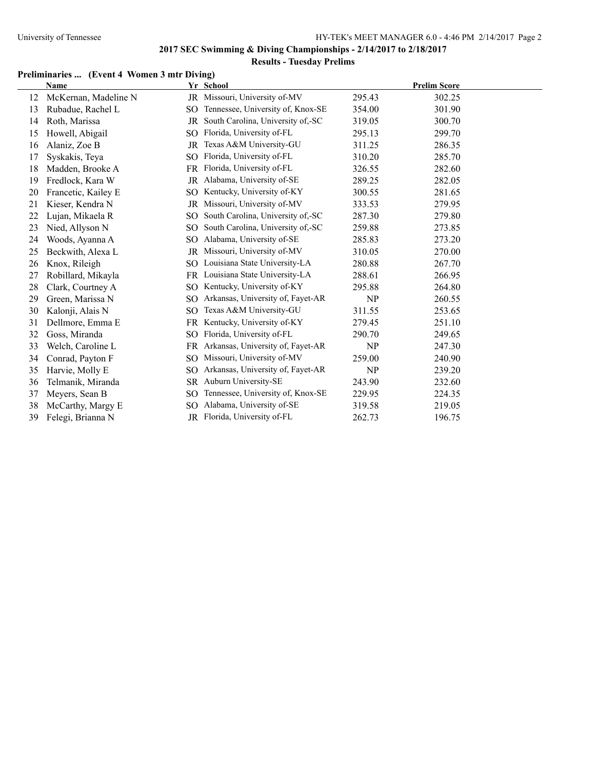## 2017 SEC Swimming & Diving Championships - 2/14/2017 to 2/18/2017

### Results - Tuesday Prelims

**Preliminaries ... (Event 4 Women 3 mtr Diving)**

| | Name | Yr | School | | Prelim Score |
|---|---|---|---|---|---|
| 12 | McKernan, Madeline N | JR | Missouri, University of-MV | 295.43 | 302.25 |
| 13 | Rubadue, Rachel L | SO | Tennessee, University of, Knox-SE | 354.00 | 301.90 |
| 14 | Roth, Marissa | JR | South Carolina, University of,-SC | 319.05 | 300.70 |
| 15 | Howell, Abigail | SO | Florida, University of-FL | 295.13 | 299.70 |
| 16 | Alaniz, Zoe B | JR | Texas A&M University-GU | 311.25 | 286.35 |
| 17 | Syskakis, Teya | SO | Florida, University of-FL | 310.20 | 285.70 |
| 18 | Madden, Brooke A | FR | Florida, University of-FL | 326.55 | 282.60 |
| 19 | Fredlock, Kara W | JR | Alabama, University of-SE | 289.25 | 282.05 |
| 20 | Francetic, Kailey E | SO | Kentucky, University of-KY | 300.55 | 281.65 |
| 21 | Kieser, Kendra N | JR | Missouri, University of-MV | 333.53 | 279.95 |
| 22 | Lujan, Mikaela R | SO | South Carolina, University of,-SC | 287.30 | 279.80 |
| 23 | Nied, Allyson N | SO | South Carolina, University of,-SC | 259.88 | 273.85 |
| 24 | Woods, Ayanna A | SO | Alabama, University of-SE | 285.83 | 273.20 |
| 25 | Beckwith, Alexa L | JR | Missouri, University of-MV | 310.05 | 270.00 |
| 26 | Knox, Rileigh | SO | Louisiana State University-LA | 280.88 | 267.70 |
| 27 | Robillard, Mikayla | FR | Louisiana State University-LA | 288.61 | 266.95 |
| 28 | Clark, Courtney A | SO | Kentucky, University of-KY | 295.88 | 264.80 |
| 29 | Green, Marissa N | SO | Arkansas, University of, Fayet-AR | NP | 260.55 |
| 30 | Kalonji, Alais N | SO | Texas A&M University-GU | 311.55 | 253.65 |
| 31 | Dellmore, Emma E | FR | Kentucky, University of-KY | 279.45 | 251.10 |
| 32 | Goss, Miranda | SO | Florida, University of-FL | 290.70 | 249.65 |
| 33 | Welch, Caroline L | FR | Arkansas, University of, Fayet-AR | NP | 247.30 |
| 34 | Conrad, Payton F | SO | Missouri, University of-MV | 259.00 | 240.90 |
| 35 | Harvie, Molly E | SO | Arkansas, University of, Fayet-AR | NP | 239.20 |
| 36 | Telmanik, Miranda | SR | Auburn University-SE | 243.90 | 232.60 |
| 37 | Meyers, Sean B | SO | Tennessee, University of, Knox-SE | 229.95 | 224.35 |
| 38 | McCarthy, Margy E | SO | Alabama, University of-SE | 319.58 | 219.05 |
| 39 | Felegi, Brianna N | JR | Florida, University of-FL | 262.73 | 196.75 |